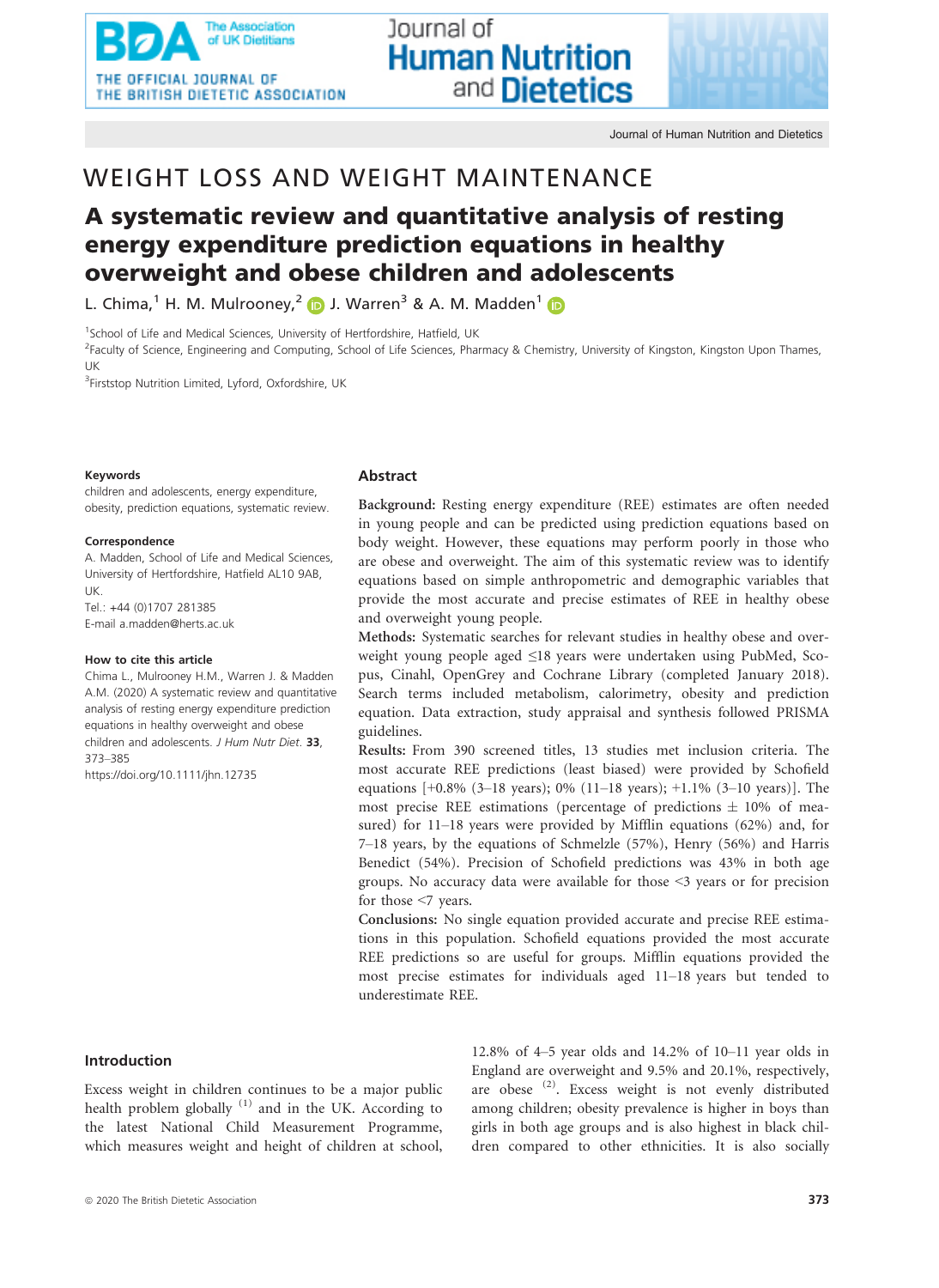WEIGHT LOSS AND WEIGHT MAINTENANCE

# A systematic review and quantitative analysis of resting energy expenditure prediction equations in healthy overweight and obese children and adolescents

L. Chima,[1] H. M. Mulrooney,[2] J. Warren[3] & A. M. Madden[1]

[1]School of Life and Medical Sciences, University of Hertfordshire, Hatfield, UK

[2]Faculty of Science, Engineering and Computing, School of Life Sciences, Pharmacy & Chemistry, University of Kingston, Kingston Upon Thames, UK

[3]Firststop Nutrition Limited, Lyford, Oxfordshire, UK

**Keywords**

children and adolescents, energy expenditure, obesity, prediction equations, systematic review.

**Correspondence**

A. Madden, School of Life and Medical Sciences, University of Hertfordshire, Hatfield AL10 9AB, UK.
Tel.: +44 (0)1707 281385
E-mail a.madden@herts.ac.uk

**How to cite this article**

Chima L., Mulrooney H.M., Warren J. & Madden A.M. (2020) A systematic review and quantitative analysis of resting energy expenditure prediction equations in healthy overweight and obese children and adolescents. *J Hum Nutr Diet.* **33**, 373–385
https://doi.org/10.1111/jhn.12735

## Abstract

**Background:** Resting energy expenditure (REE) estimates are often needed in young people and can be predicted using prediction equations based on body weight. However, these equations may perform poorly in those who are obese and overweight. The aim of this systematic review was to identify equations based on simple anthropometric and demographic variables that provide the most accurate and precise estimates of REE in healthy obese and overweight young people.

**Methods:** Systematic searches for relevant studies in healthy obese and overweight young people aged ≤18 years were undertaken using PubMed, Scopus, Cinahl, OpenGrey and Cochrane Library (completed January 2018). Search terms included metabolism, calorimetry, obesity and prediction equation. Data extraction, study appraisal and synthesis followed PRISMA guidelines.

**Results:** From 390 screened titles, 13 studies met inclusion criteria. The most accurate REE predictions (least biased) were provided by Schofield equations [+0.8% (3–18 years); 0% (11–18 years); +1.1% (3–10 years)]. The most precise REE estimations (percentage of predictions ± 10% of measured) for 11–18 years were provided by Mifflin equations (62%) and, for 7–18 years, by the equations of Schmelzle (57%), Henry (56%) and Harris Benedict (54%). Precision of Schofield predictions was 43% in both age groups. No accuracy data were available for those <3 years or for precision for those <7 years.

**Conclusions:** No single equation provided accurate and precise REE estimations in this population. Schofield equations provided the most accurate REE predictions so are useful for groups. Mifflin equations provided the most precise estimates for individuals aged 11–18 years but tended to underestimate REE.

## Introduction

Excess weight in children continues to be a major public health problem globally [1] and in the UK. According to the latest National Child Measurement Programme, which measures weight and height of children at school, 12.8% of 4–5 year olds and 14.2% of 10–11 year olds in England are overweight and 9.5% and 20.1%, respectively, are obese [2]. Excess weight is not evenly distributed among children; obesity prevalence is higher in boys than girls in both age groups and is also highest in black children compared to other ethnicities. It is also socially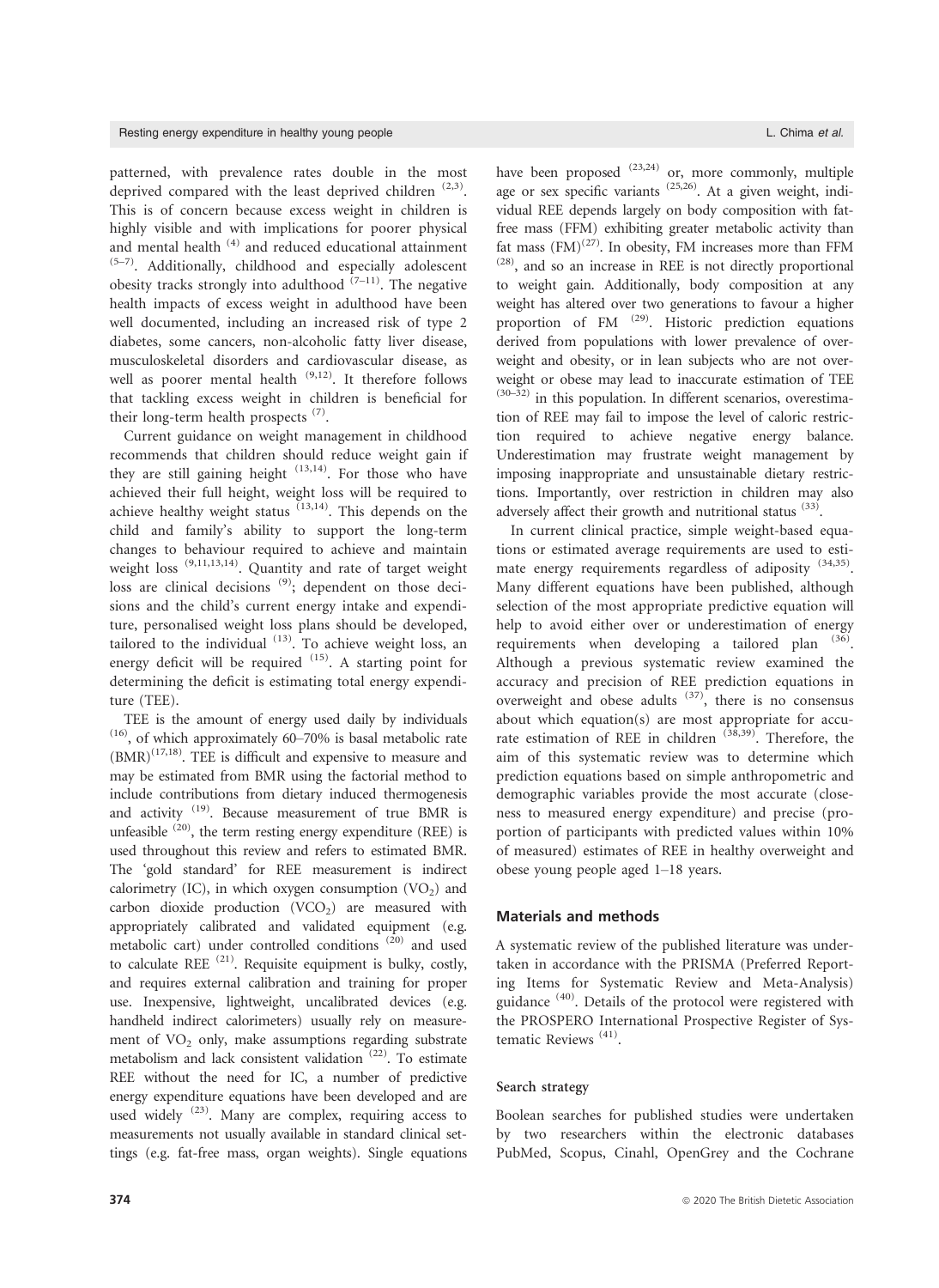patterned, with prevalence rates double in the most deprived compared with the least deprived children [2,3]. This is of concern because excess weight in children is highly visible and with implications for poorer physical and mental health [4] and reduced educational attainment [5–7]. Additionally, childhood and especially adolescent obesity tracks strongly into adulthood [7–11]. The negative health impacts of excess weight in adulthood have been well documented, including an increased risk of type 2 diabetes, some cancers, non-alcoholic fatty liver disease, musculoskeletal disorders and cardiovascular disease, as well as poorer mental health [9,12]. It therefore follows that tackling excess weight in children is beneficial for their long-term health prospects [7].

Current guidance on weight management in childhood recommends that children should reduce weight gain if they are still gaining height [13,14]. For those who have achieved their full height, weight loss will be required to achieve healthy weight status [13,14]. This depends on the child and family's ability to support the long-term changes to behaviour required to achieve and maintain weight loss [9,11,13,14]. Quantity and rate of target weight loss are clinical decisions [9]; dependent on those decisions and the child's current energy intake and expenditure, personalised weight loss plans should be developed, tailored to the individual [13]. To achieve weight loss, an energy deficit will be required [15]. A starting point for determining the deficit is estimating total energy expenditure (TEE).

TEE is the amount of energy used daily by individuals [16], of which approximately 60–70% is basal metabolic rate (BMR)[17,18]. TEE is difficult and expensive to measure and may be estimated from BMR using the factorial method to include contributions from dietary induced thermogenesis and activity [19]. Because measurement of true BMR is unfeasible [20], the term resting energy expenditure (REE) is used throughout this review and refers to estimated BMR. The 'gold standard' for REE measurement is indirect calorimetry (IC), in which oxygen consumption ($VO_2$) and carbon dioxide production ($VCO_2$) are measured with appropriately calibrated and validated equipment (e.g. metabolic cart) under controlled conditions [20] and used to calculate REE [21]. Requisite equipment is bulky, costly, and requires external calibration and training for proper use. Inexpensive, lightweight, uncalibrated devices (e.g. handheld indirect calorimeters) usually rely on measurement of $VO_2$ only, make assumptions regarding substrate metabolism and lack consistent validation [22]. To estimate REE without the need for IC, a number of predictive energy expenditure equations have been developed and are used widely [23]. Many are complex, requiring access to measurements not usually available in standard clinical settings (e.g. fat-free mass, organ weights). Single equations have been proposed [23,24] or, more commonly, multiple age or sex specific variants [25,26]. At a given weight, individual REE depends largely on body composition with fat-free mass (FFM) exhibiting greater metabolic activity than fat mass (FM)[27]. In obesity, FM increases more than FFM [28], and so an increase in REE is not directly proportional to weight gain. Additionally, body composition at any weight has altered over two generations to favour a higher proportion of FM [29]. Historic prediction equations derived from populations with lower prevalence of overweight and obesity, or in lean subjects who are not overweight or obese may lead to inaccurate estimation of TEE [30–32] in this population. In different scenarios, overestimation of REE may fail to impose the level of caloric restriction required to achieve negative energy balance. Underestimation may frustrate weight management by imposing inappropriate and unsustainable dietary restrictions. Importantly, over restriction in children may also adversely affect their growth and nutritional status [33].

In current clinical practice, simple weight-based equations or estimated average requirements are used to estimate energy requirements regardless of adiposity [34,35]. Many different equations have been published, although selection of the most appropriate predictive equation will help to avoid either over or underestimation of energy requirements when developing a tailored plan [36]. Although a previous systematic review examined the accuracy and precision of REE prediction equations in overweight and obese adults [37], there is no consensus about which equation(s) are most appropriate for accurate estimation of REE in children [38,39]. Therefore, the aim of this systematic review was to determine which prediction equations based on simple anthropometric and demographic variables provide the most accurate (closeness to measured energy expenditure) and precise (proportion of participants with predicted values within 10% of measured) estimates of REE in healthy overweight and obese young people aged 1–18 years.

## Materials and methods

A systematic review of the published literature was undertaken in accordance with the PRISMA (Preferred Reporting Items for Systematic Review and Meta-Analysis) guidance [40]. Details of the protocol were registered with the PROSPERO International Prospective Register of Systematic Reviews [41].

### Search strategy

Boolean searches for published studies were undertaken by two researchers within the electronic databases PubMed, Scopus, Cinahl, OpenGrey and the Cochrane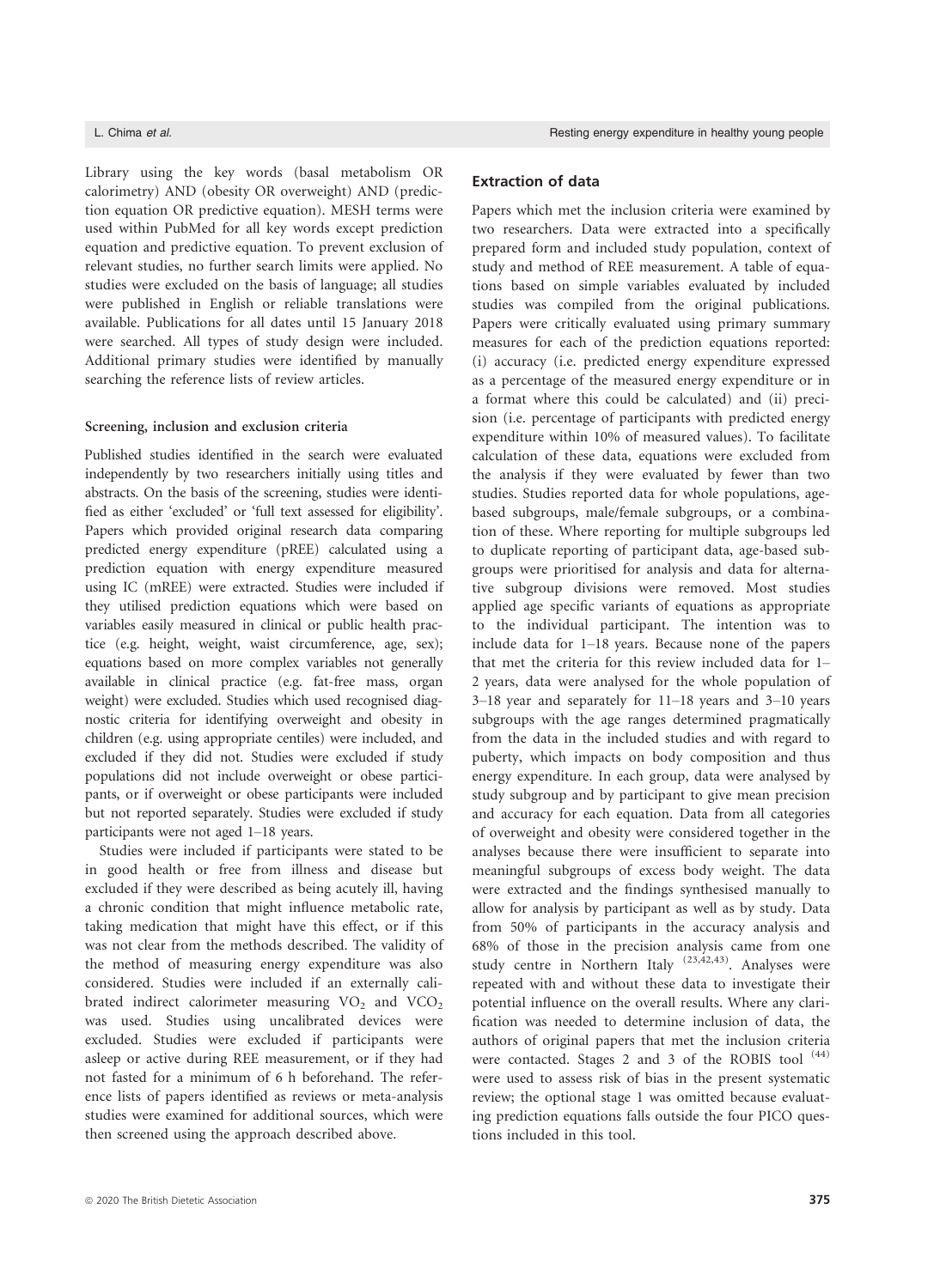Library using the key words (basal metabolism OR calorimetry) AND (obesity OR overweight) AND (prediction equation OR predictive equation). MESH terms were used within PubMed for all key words except prediction equation and predictive equation. To prevent exclusion of relevant studies, no further search limits were applied. No studies were excluded on the basis of language; all studies were published in English or reliable translations were available. Publications for all dates until 15 January 2018 were searched. All types of study design were included. Additional primary studies were identified by manually searching the reference lists of review articles.

#### Screening, inclusion and exclusion criteria

Published studies identified in the search were evaluated independently by two researchers initially using titles and abstracts. On the basis of the screening, studies were identified as either 'excluded' or 'full text assessed for eligibility'. Papers which provided original research data comparing predicted energy expenditure (pREE) calculated using a prediction equation with energy expenditure measured using IC (mREE) were extracted. Studies were included if they utilised prediction equations which were based on variables easily measured in clinical or public health practice (e.g. height, weight, waist circumference, age, sex); equations based on more complex variables not generally available in clinical practice (e.g. fat-free mass, organ weight) were excluded. Studies which used recognised diagnostic criteria for identifying overweight and obesity in children (e.g. using appropriate centiles) were included, and excluded if they did not. Studies were excluded if study populations did not include overweight or obese participants, or if overweight or obese participants were included but not reported separately. Studies were excluded if study participants were not aged 1–18 years.

Studies were included if participants were stated to be in good health or free from illness and disease but excluded if they were described as being acutely ill, having a chronic condition that might influence metabolic rate, taking medication that might have this effect, or if this was not clear from the methods described. The validity of the method of measuring energy expenditure was also considered. Studies were included if an externally calibrated indirect calorimeter measuring $VO_2$ and $VCO_2$ was used. Studies using uncalibrated devices were excluded. Studies were excluded if participants were asleep or active during REE measurement, or if they had not fasted for a minimum of 6 h beforehand. The reference lists of papers identified as reviews or meta-analysis studies were examined for additional sources, which were then screened using the approach described above.

### Extraction of data

Papers which met the inclusion criteria were examined by two researchers. Data were extracted into a specifically prepared form and included study population, context of study and method of REE measurement. A table of equations based on simple variables evaluated by included studies was compiled from the original publications. Papers were critically evaluated using primary summary measures for each of the prediction equations reported: (i) accuracy (i.e. predicted energy expenditure expressed as a percentage of the measured energy expenditure or in a format where this could be calculated) and (ii) precision (i.e. percentage of participants with predicted energy expenditure within 10% of measured values). To facilitate calculation of these data, equations were excluded from the analysis if they were evaluated by fewer than two studies. Studies reported data for whole populations, age-based subgroups, male/female subgroups, or a combination of these. Where reporting for multiple subgroups led to duplicate reporting of participant data, age-based subgroups were prioritised for analysis and data for alternative subgroup divisions were removed. Most studies applied age specific variants of equations as appropriate to the individual participant. The intention was to include data for 1–18 years. Because none of the papers that met the criteria for this review included data for 1–2 years, data were analysed for the whole population of 3–18 year and separately for 11–18 years and 3–10 years subgroups with the age ranges determined pragmatically from the data in the included studies and with regard to puberty, which impacts on body composition and thus energy expenditure. In each group, data were analysed by study subgroup and by participant to give mean precision and accuracy for each equation. Data from all categories of overweight and obesity were considered together in the analyses because there were insufficient to separate into meaningful subgroups of excess body weight. The data were extracted and the findings synthesised manually to allow for analysis by participant as well as by study. Data from 50% of participants in the accuracy analysis and 68% of those in the precision analysis came from one study centre in Northern Italy [23,42,43]. Analyses were repeated with and without these data to investigate their potential influence on the overall results. Where any clarification was needed to determine inclusion of data, the authors of original papers that met the inclusion criteria were contacted. Stages 2 and 3 of the ROBIS tool [44] were used to assess risk of bias in the present systematic review; the optional stage 1 was omitted because evaluating prediction equations falls outside the four PICO questions included in this tool.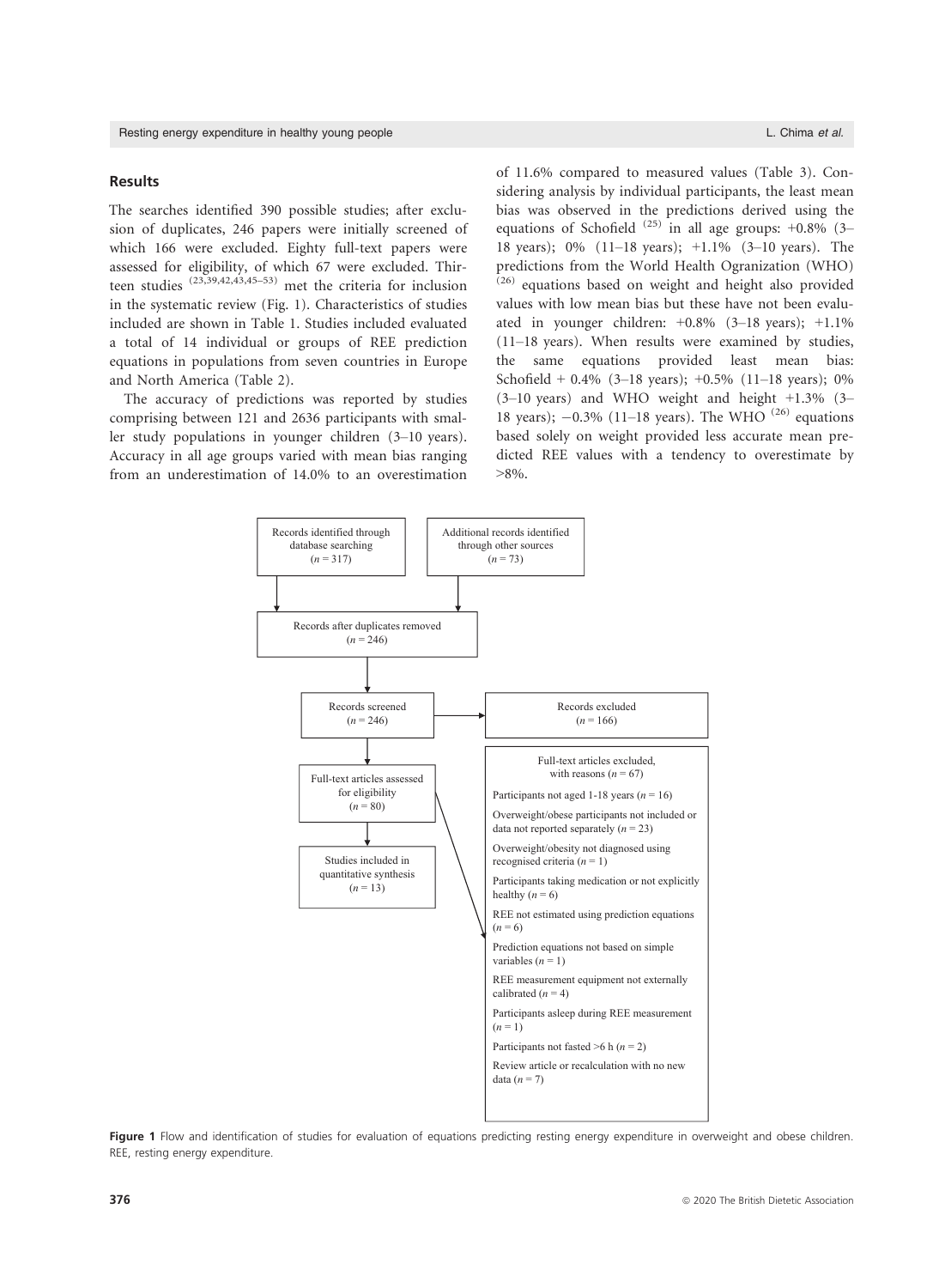## Results

The searches identified 390 possible studies; after exclusion of duplicates, 246 papers were initially screened of which 166 were excluded. Eighty full-text papers were assessed for eligibility, of which 67 were excluded. Thirteen studies [23,39,42,43,45–53] met the criteria for inclusion in the systematic review (Fig. 1). Characteristics of studies included are shown in Table 1. Studies included evaluated a total of 14 individual or groups of REE prediction equations in populations from seven countries in Europe and North America (Table 2).

The accuracy of predictions was reported by studies comprising between 121 and 2636 participants with smaller study populations in younger children (3–10 years). Accuracy in all age groups varied with mean bias ranging from an underestimation of 14.0% to an overestimation of 11.6% compared to measured values (Table 3). Considering analysis by individual participants, the least mean bias was observed in the predictions derived using the equations of Schofield [25] in all age groups: +0.8% (3–18 years); 0% (11–18 years); +1.1% (3–10 years). The predictions from the World Health Ogranization (WHO) [26] equations based on weight and height also provided values with low mean bias but these have not been evaluated in younger children: +0.8% (3–18 years); +1.1% (11–18 years). When results were examined by studies, the same equations provided least mean bias: Schofield + 0.4% (3–18 years); +0.5% (11–18 years); 0% (3–10 years) and WHO weight and height +1.3% (3–18 years); −0.3% (11–18 years). The WHO [26] equations based solely on weight provided less accurate mean predicted REE values with a tendency to overestimate by >8%.

Records identified through database searching (*n* = 317)

Additional records identified through other sources (*n* = 73)

Records after duplicates removed (*n* = 246)

Records screened (*n* = 246)

Records excluded (*n* = 166)

Full-text articles assessed for eligibility (*n* = 80)

Full-text articles excluded, with reasons (*n* = 67)

- Participants not aged 1-18 years (*n* = 16)
- Overweight/obese participants not included or data not reported separately (*n* = 23)
- Overweight/obesity not diagnosed using recognised criteria (*n* = 1)
- Participants taking medication or not explicitly healthy (*n* = 6)
- REE not estimated using prediction equations (*n* = 6)
- Prediction equations not based on simple variables (*n* = 1)
- REE measurement equipment not externally calibrated (*n* = 4)
- Participants asleep during REE measurement (*n* = 1)
- Participants not fasted >6 h (*n* = 2)
- Review article or recalculation with no new data (*n* = 7)

Studies included in quantitative synthesis (*n* = 13)

**Figure 1** Flow and identification of studies for evaluation of equations predicting resting energy expenditure in overweight and obese children. REE, resting energy expenditure.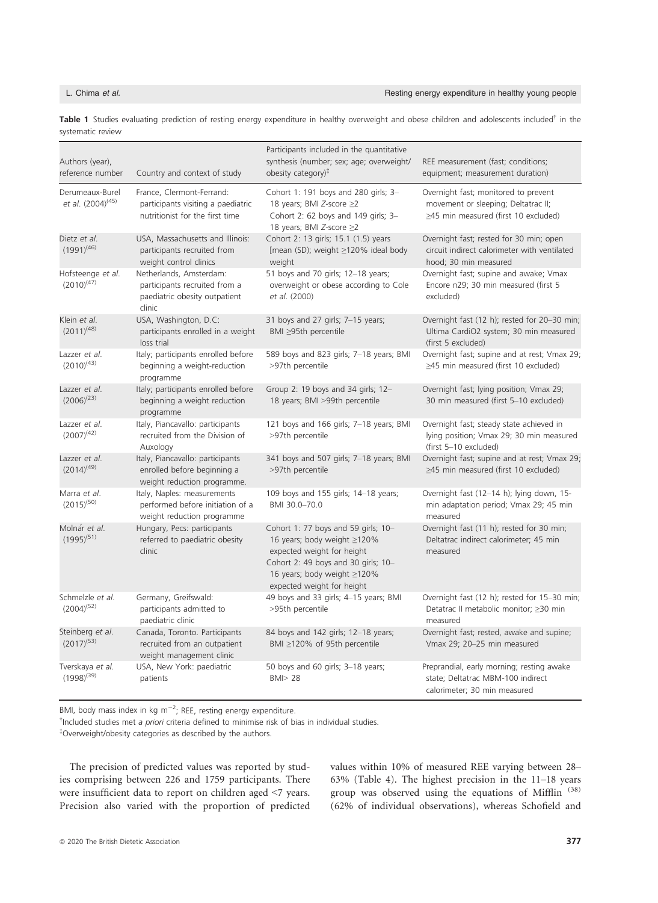**Table 1** Studies evaluating prediction of resting energy expenditure in healthy overweight and obese children and adolescents included[†] in the systematic review

| Authors (year), reference number | Country and context of study | Participants included in the quantitative synthesis (number; sex; age; overweight/obesity category)[‡] | REE measurement (fast; conditions; equipment; measurement duration) |
|---|---|---|---|
| Derumeaux-Burel *et al.* (2004)[45] | France, Clermont-Ferrand: participants visiting a paediatric nutritionist for the first time | Cohort 1: 191 boys and 280 girls; 3–18 years; BMI *Z*-score ≥2<br>Cohort 2: 62 boys and 149 girls; 3–18 years; BMI *Z*-score ≥2 | Overnight fast; monitored to prevent movement or sleeping; Deltatrac II; ≥45 min measured (first 10 excluded) |
| Dietz *et al.* (1991)[46] | USA, Massachusetts and Illinois: participants recruited from weight control clinics | Cohort 2: 13 girls; 15.1 (1.5) years [mean (SD); weight ≥120% ideal body weight | Overnight fast; rested for 30 min; open circuit indirect calorimeter with ventilated hood; 30 min measured |
| Hofsteenge *et al.* (2010)[47] | Netherlands, Amsterdam: participants recruited from a paediatric obesity outpatient clinic | 51 boys and 70 girls; 12–18 years; overweight or obese according to Cole *et al.* (2000) | Overnight fast; supine and awake; Vmax Encore n29; 30 min measured (first 5 excluded) |
| Klein *et al.* (2011)[48] | USA, Washington, D.C: participants enrolled in a weight loss trial | 31 boys and 27 girls; 7–15 years; BMI ≥95th percentile | Overnight fast (12 h); rested for 20–30 min; Ultima CardiO2 system; 30 min measured (first 5 excluded) |
| Lazzer *et al.* (2010)[43] | Italy; participants enrolled before beginning a weight-reduction programme | 589 boys and 823 girls; 7–18 years; BMI >97th percentile | Overnight fast; supine and at rest; Vmax 29; ≥45 min measured (first 10 excluded) |
| Lazzer *et al.* (2006)[23] | Italy; participants enrolled before beginning a weight reduction programme | Group 2: 19 boys and 34 girls; 12–18 years; BMI >99th percentile | Overnight fast; lying position; Vmax 29; 30 min measured (first 5–10 excluded) |
| Lazzer *et al.* (2007)[42] | Italy, Piancavallo: participants recruited from the Division of Auxology | 121 boys and 166 girls; 7–18 years; BMI >97th percentile | Overnight fast; steady state achieved in lying position; Vmax 29; 30 min measured (first 5–10 excluded) |
| Lazzer *et al.* (2014)[49] | Italy, Piancavallo: participants enrolled before beginning a weight reduction programme. | 341 boys and 507 girls; 7–18 years; BMI >97th percentile | Overnight fast; supine and at rest; Vmax 29; ≥45 min measured (first 10 excluded) |
| Marra *et al.* (2015)[50] | Italy, Naples: measurements performed before initiation of a weight reduction programme | 109 boys and 155 girls; 14–18 years; BMI 30.0–70.0 | Overnight fast (12–14 h); lying down, 15-min adaptation period; Vmax 29; 45 min measured |
| Molnár *et al.* (1995)[51] | Hungary, Pecs: participants referred to paediatric obesity clinic | Cohort 1: 77 boys and 59 girls; 10–16 years; body weight ≥120% expected weight for height<br>Cohort 2: 49 boys and 30 girls; 10–16 years; body weight ≥120% expected weight for height | Overnight fast (11 h); rested for 30 min; Deltatrac indirect calorimeter; 45 min measured |
| Schmelzle *et al.* (2004)[52] | Germany, Greifswald: participants admitted to paediatric clinic | 49 boys and 33 girls; 4–15 years; BMI >95th percentile | Overnight fast (12 h); rested for 15–30 min; Detatrac II metabolic monitor; ≥30 min measured |
| Steinberg *et al.* (2017)[53] | Canada, Toronto. Participants recruited from an outpatient weight management clinic | 84 boys and 142 girls; 12–18 years; BMI ≥120% of 95th percentile | Overnight fast; rested, awake and supine; Vmax 29; 20–25 min measured |
| Tverskaya *et al.* (1998)[39] | USA, New York: paediatric patients | 50 boys and 60 girls; 3–18 years; BMI> 28 | Preprandial, early morning; resting awake state; Deltatrac MBM-100 indirect calorimeter; 30 min measured |

BMI, body mass index in kg $m^{-2}$; REE, resting energy expenditure.
[†]Included studies met *a priori* criteria defined to minimise risk of bias in individual studies.
[‡]Overweight/obesity categories as described by the authors.

The precision of predicted values was reported by studies comprising between 226 and 1759 participants. There were insufficient data to report on children aged <7 years. Precision also varied with the proportion of predicted values within 10% of measured REE varying between 28–63% (Table 4). The highest precision in the 11–18 years group was observed using the equations of Mifflin [38] (62% of individual observations), whereas Schofield and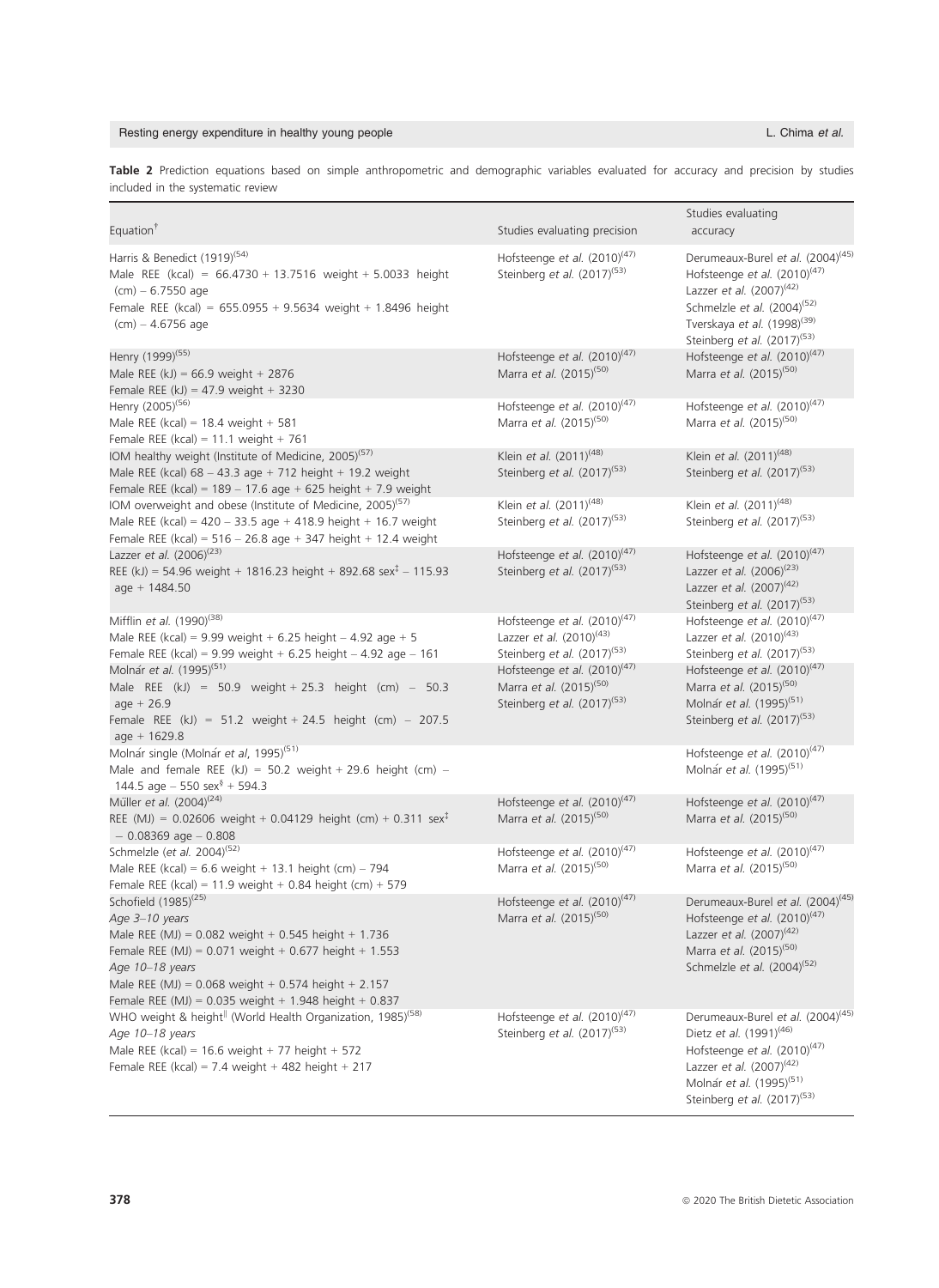**Table 2** Prediction equations based on simple anthropometric and demographic variables evaluated for accuracy and precision by studies included in the systematic review

| Equation† | Studies evaluating precision | Studies evaluating accuracy |
|---|---|---|
| Harris & Benedict (1919)[54]<br>Male REE (kcal) = 66.4730 + 13.7516 weight + 5.0033 height (cm) − 6.7550 age<br>Female REE (kcal) = 655.0955 + 9.5634 weight + 1.8496 height (cm) − 4.6756 age | Hofsteenge *et al.* (2010)[47]<br>Steinberg *et al.* (2017)[53] | Derumeaux-Burel *et al.* (2004)[45]<br>Hofsteenge *et al.* (2010)[47]<br>Lazzer *et al.* (2007)[42]<br>Schmelzle *et al.* (2004)[52]<br>Tverskaya *et al.* (1998)[39]<br>Steinberg *et al.* (2017)[53] |
| Henry (1999)[55]<br>Male REE (kJ) = 66.9 weight + 2876<br>Female REE (kJ) = 47.9 weight + 3230 | Hofsteenge *et al.* (2010)[47]<br>Marra *et al.* (2015)[50] | Hofsteenge *et al.* (2010)[47]<br>Marra *et al.* (2015)[50] |
| Henry (2005)[56]<br>Male REE (kcal) = 18.4 weight + 581<br>Female REE (kcal) = 11.1 weight + 761 | Hofsteenge *et al.* (2010)[47]<br>Marra *et al.* (2015)[50] | Hofsteenge *et al.* (2010)[47]<br>Marra *et al.* (2015)[50] |
| IOM healthy weight (Institute of Medicine, 2005)[57]<br>Male REE (kcal) 68 − 43.3 age + 712 height + 19.2 weight<br>Female REE (kcal) = 189 − 17.6 age + 625 height + 7.9 weight | Klein *et al.* (2011)[48]<br>Steinberg *et al.* (2017)[53] | Klein *et al.* (2011)[48]<br>Steinberg *et al.* (2017)[53] |
| IOM overweight and obese (Institute of Medicine, 2005)[57]<br>Male REE (kcal) = 420 − 33.5 age + 418.9 height + 16.7 weight<br>Female REE (kcal) = 516 − 26.8 age + 347 height + 12.4 weight | Klein *et al.* (2011)[48]<br>Steinberg *et al.* (2017)[53] | Klein *et al.* (2011)[48]<br>Steinberg *et al.* (2017)[53] |
| Lazzer *et al.* (2006)[23]<br>REE (kJ) = 54.96 weight + 1816.23 height + 892.68 sex‡ − 115.93 age + 1484.50 | Hofsteenge *et al.* (2010)[47]<br>Steinberg *et al.* (2017)[53] | Hofsteenge *et al.* (2010)[47]<br>Lazzer *et al.* (2006)[23]<br>Lazzer *et al.* (2007)[42]<br>Steinberg *et al.* (2017)[53] |
| Mifflin *et al.* (1990)[38]<br>Male REE (kcal) = 9.99 weight + 6.25 height − 4.92 age + 5<br>Female REE (kcal) = 9.99 weight + 6.25 height − 4.92 age − 161 | Hofsteenge *et al.* (2010)[47]<br>Lazzer *et al.* (2010)[43]<br>Steinberg *et al.* (2017)[53] | Hofsteenge *et al.* (2010)[47]<br>Lazzer *et al.* (2010)[43]<br>Steinberg *et al.* (2017)[53] |
| Molnár *et al.* (1995)[51]<br>Male REE (kJ) = 50.9 weight + 25.3 height (cm) − 50.3 age + 26.9<br>Female REE (kJ) = 51.2 weight + 24.5 height (cm) − 207.5 age + 1629.8 | Hofsteenge *et al.* (2010)[47]<br>Marra *et al.* (2015)[50]<br>Steinberg *et al.* (2017)[53] | Hofsteenge *et al.* (2010)[47]<br>Marra *et al.* (2015)[50]<br>Molnár *et al.* (1995)[51]<br>Steinberg *et al.* (2017)[53] |
| Molnár single (Molnár *et al*, 1995)[51]<br>Male and female REE (kJ) = 50.2 weight + 29.6 height (cm) − 144.5 age − 550 sex§ + 594.3 | | Hofsteenge *et al.* (2010)[47]<br>Molnár *et al.* (1995)[51] |
| Müller *et al.* (2004)[24]<br>REE (MJ) = 0.02606 weight + 0.04129 height (cm) + 0.311 sex‡ − 0.08369 age − 0.808 | Hofsteenge *et al.* (2010)[47]<br>Marra *et al.* (2015)[50] | Hofsteenge *et al.* (2010)[47]<br>Marra *et al.* (2015)[50] |
| Schmelzle (*et al.* 2004)[52]<br>Male REE (kcal) = 6.6 weight + 13.1 height (cm) − 794<br>Female REE (kcal) = 11.9 weight + 0.84 height (cm) + 579 | Hofsteenge *et al.* (2010)[47]<br>Marra *et al.* (2015)[50] | Hofsteenge *et al.* (2010)[47]<br>Marra *et al.* (2015)[50] |
| Schofield (1985)[25]<br>*Age 3–10 years*<br>Male REE (MJ) = 0.082 weight + 0.545 height + 1.736<br>Female REE (MJ) = 0.071 weight + 0.677 height + 1.553<br>*Age 10–18 years*<br>Male REE (MJ) = 0.068 weight + 0.574 height + 2.157<br>Female REE (MJ) = 0.035 weight + 1.948 height + 0.837 | Hofsteenge *et al.* (2010)[47]<br>Marra *et al.* (2015)[50] | Derumeaux-Burel *et al.* (2004)[45]<br>Hofsteenge *et al.* (2010)[47]<br>Lazzer *et al.* (2007)[42]<br>Marra *et al.* (2015)[50]<br>Schmelzle *et al.* (2004)[52] |
| WHO weight & height‖ (World Health Organization, 1985)[58]<br>*Age 10–18 years*<br>Male REE (kcal) = 16.6 weight + 77 height + 572<br>Female REE (kcal) = 7.4 weight + 482 height + 217 | Hofsteenge *et al.* (2010)[47]<br>Steinberg *et al.* (2017)[53] | Derumeaux-Burel *et al.* (2004)[45]<br>Dietz *et al.* (1991)[46]<br>Hofsteenge *et al.* (2010)[47]<br>Lazzer *et al.* (2007)[42]<br>Molnár *et al.* (1995)[51]<br>Steinberg *et al.* (2017)[53] |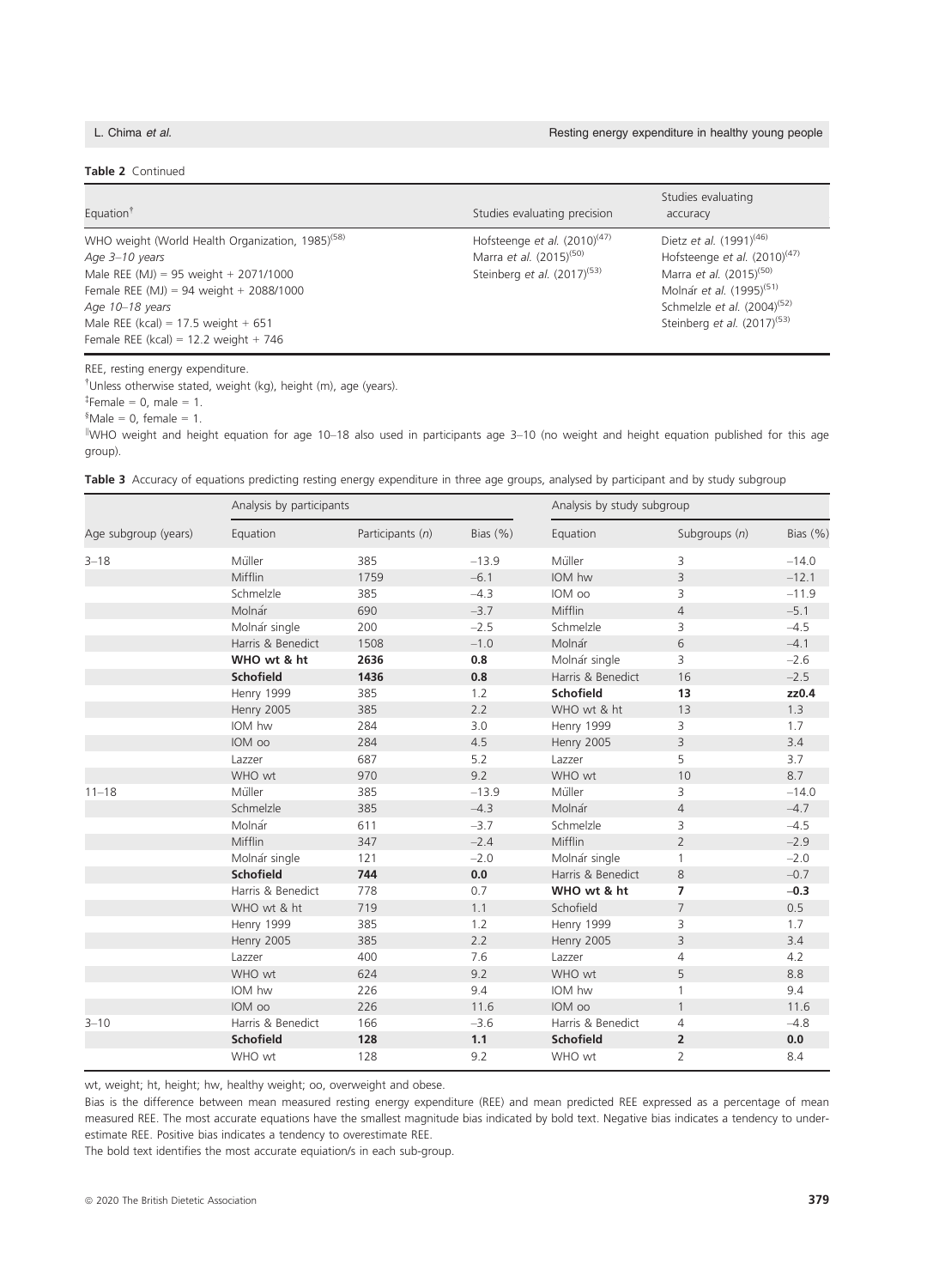**Table 2** Continued

| Equation[†] | Studies evaluating precision | Studies evaluating accuracy |
|---|---|---|
| WHO weight (World Health Organization, 1985)[58]<br>*Age 3–10 years*<br>Male REE (MJ) = 95 weight + 2071/1000<br>Female REE (MJ) = 94 weight + 2088/1000<br>*Age 10–18 years*<br>Male REE (kcal) = 17.5 weight + 651<br>Female REE (kcal) = 12.2 weight + 746 | Hofsteenge *et al.* (2010)[47]<br>Marra *et al.* (2015)[50]<br>Steinberg *et al.* (2017)[53] | Dietz *et al.* (1991)[46]<br>Hofsteenge *et al.* (2010)[47]<br>Marra *et al.* (2015)[50]<br>Molnár *et al.* (1995)[51]<br>Schmelzle *et al.* (2004)[52]<br>Steinberg *et al.* (2017)[53] |

REE, resting energy expenditure.

[†]Unless otherwise stated, weight (kg), height (m), age (years).

[‡]Female = 0, male = 1.

[§]Male = 0, female = 1.

[‖]WHO weight and height equation for age 10–18 also used in participants age 3–10 (no weight and height equation published for this age group).

**Table 3** Accuracy of equations predicting resting energy expenditure in three age groups, analysed by participant and by study subgroup

| | Analysis by participants | | | Analysis by study subgroup | | |
|---|---|---|---|---|---|---|
| Age subgroup (years) | Equation | Participants (*n*) | Bias (%) | Equation | Subgroups (*n*) | Bias (%) |
| 3–18 | Müller | 385 | −13.9 | Müller | 3 | −14.0 |
| | Mifflin | 1759 | −6.1 | IOM hw | 3 | −12.1 |
| | Schmelzle | 385 | −4.3 | IOM oo | 3 | −11.9 |
| | Molnár | 690 | −3.7 | Mifflin | 4 | −5.1 |
| | Molnár single | 200 | −2.5 | Schmelzle | 3 | −4.5 |
| | Harris & Benedict | 1508 | −1.0 | Molnár | 6 | −4.1 |
| | **WHO wt & ht** | **2636** | **0.8** | Molnár single | 3 | −2.6 |
| | **Schofield** | **1436** | **0.8** | Harris & Benedict | 16 | −2.5 |
| | Henry 1999 | 385 | 1.2 | **Schofield** | **13** | **zz0.4** |
| | Henry 2005 | 385 | 2.2 | WHO wt & ht | 13 | 1.3 |
| | IOM hw | 284 | 3.0 | Henry 1999 | 3 | 1.7 |
| | IOM oo | 284 | 4.5 | Henry 2005 | 3 | 3.4 |
| | Lazzer | 687 | 5.2 | Lazzer | 5 | 3.7 |
| | WHO wt | 970 | 9.2 | WHO wt | 10 | 8.7 |
| 11–18 | Müller | 385 | −13.9 | Müller | 3 | −14.0 |
| | Schmelzle | 385 | −4.3 | Molnár | 4 | −4.7 |
| | Molnár | 611 | −3.7 | Schmelzle | 3 | −4.5 |
| | Mifflin | 347 | −2.4 | Mifflin | 2 | −2.9 |
| | Molnár single | 121 | −2.0 | Molnár single | 1 | −2.0 |
| | **Schofield** | **744** | **0.0** | Harris & Benedict | 8 | −0.7 |
| | Harris & Benedict | 778 | 0.7 | **WHO wt & ht** | **7** | **−0.3** |
| | WHO wt & ht | 719 | 1.1 | Schofield | 7 | 0.5 |
| | Henry 1999 | 385 | 1.2 | Henry 1999 | 3 | 1.7 |
| | Henry 2005 | 385 | 2.2 | Henry 2005 | 3 | 3.4 |
| | Lazzer | 400 | 7.6 | Lazzer | 4 | 4.2 |
| | WHO wt | 624 | 9.2 | WHO wt | 5 | 8.8 |
| | IOM hw | 226 | 9.4 | IOM hw | 1 | 9.4 |
| | IOM oo | 226 | 11.6 | IOM oo | 1 | 11.6 |
| 3–10 | Harris & Benedict | 166 | −3.6 | Harris & Benedict | 4 | −4.8 |
| | **Schofield** | **128** | **1.1** | **Schofield** | **2** | **0.0** |
| | WHO wt | 128 | 9.2 | WHO wt | 2 | 8.4 |

wt, weight; ht, height; hw, healthy weight; oo, overweight and obese.

Bias is the difference between mean measured resting energy expenditure (REE) and mean predicted REE expressed as a percentage of mean measured REE. The most accurate equations have the smallest magnitude bias indicated by bold text. Negative bias indicates a tendency to underestimate REE. Positive bias indicates a tendency to overestimate REE.

The bold text identifies the most accurate equiation/s in each sub-group.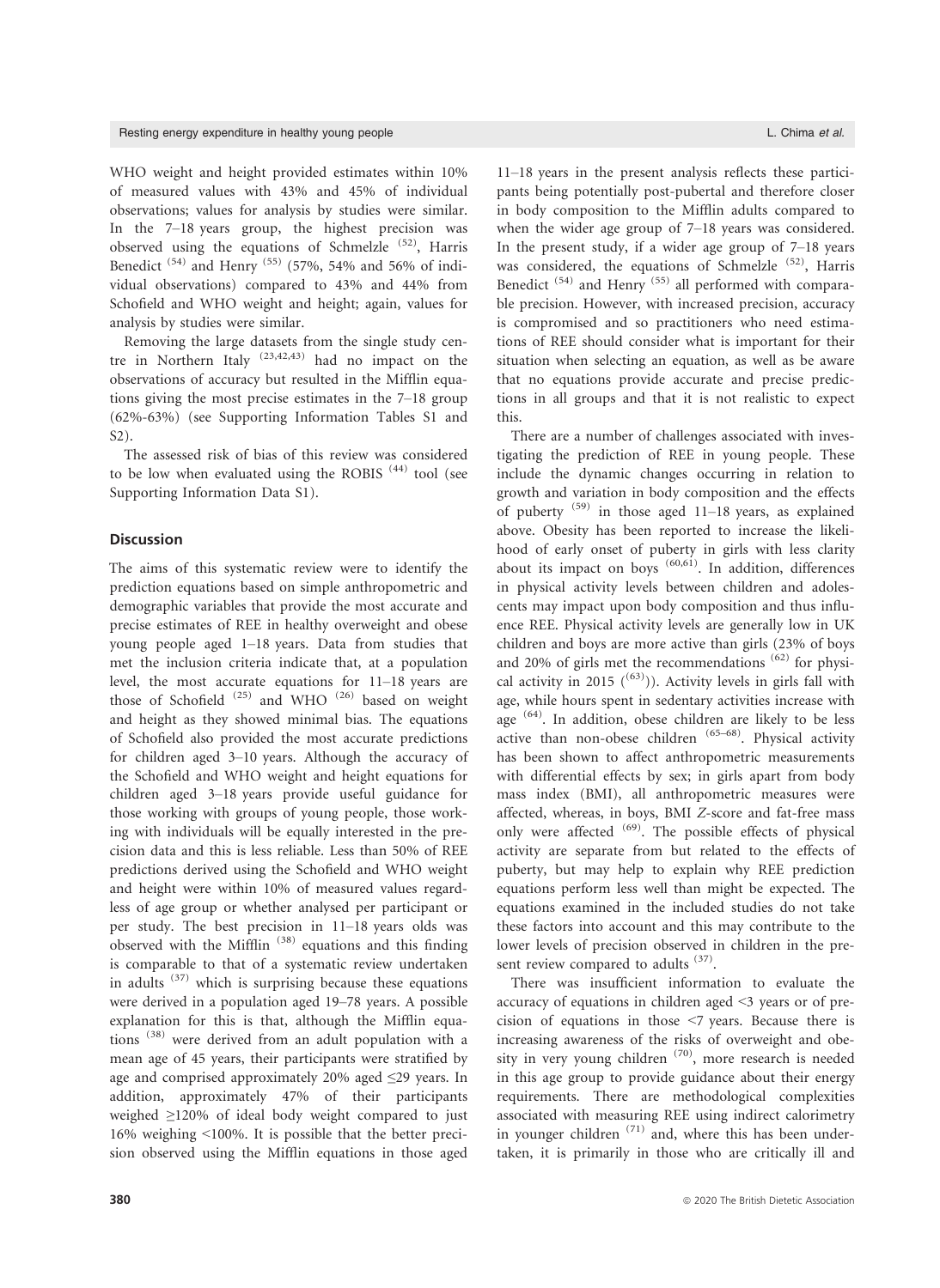WHO weight and height provided estimates within 10% of measured values with 43% and 45% of individual observations; values for analysis by studies were similar. In the 7–18 years group, the highest precision was observed using the equations of Schmelzle [52], Harris Benedict [54] and Henry [55] (57%, 54% and 56% of individual observations) compared to 43% and 44% from Schofield and WHO weight and height; again, values for analysis by studies were similar.

Removing the large datasets from the single study centre in Northern Italy [23,42,43] had no impact on the observations of accuracy but resulted in the Mifflin equations giving the most precise estimates in the 7–18 group (62%-63%) (see Supporting Information Tables S1 and S2).

The assessed risk of bias of this review was considered to be low when evaluated using the ROBIS [44] tool (see Supporting Information Data S1).

## Discussion

The aims of this systematic review were to identify the prediction equations based on simple anthropometric and demographic variables that provide the most accurate and precise estimates of REE in healthy overweight and obese young people aged 1–18 years. Data from studies that met the inclusion criteria indicate that, at a population level, the most accurate equations for 11–18 years are those of Schofield [25] and WHO [26] based on weight and height as they showed minimal bias. The equations of Schofield also provided the most accurate predictions for children aged 3–10 years. Although the accuracy of the Schofield and WHO weight and height equations for children aged 3–18 years provide useful guidance for those working with groups of young people, those working with individuals will be equally interested in the precision data and this is less reliable. Less than 50% of REE predictions derived using the Schofield and WHO weight and height were within 10% of measured values regardless of age group or whether analysed per participant or per study. The best precision in 11–18 years olds was observed with the Mifflin [38] equations and this finding is comparable to that of a systematic review undertaken in adults [37] which is surprising because these equations were derived in a population aged 19–78 years. A possible explanation for this is that, although the Mifflin equations [38] were derived from an adult population with a mean age of 45 years, their participants were stratified by age and comprised approximately 20% aged ≤29 years. In addition, approximately 47% of their participants weighed ≥120% of ideal body weight compared to just 16% weighing <100%. It is possible that the better precision observed using the Mifflin equations in those aged 11–18 years in the present analysis reflects these participants being potentially post-pubertal and therefore closer in body composition to the Mifflin adults compared to when the wider age group of 7–18 years was considered. In the present study, if a wider age group of 7–18 years was considered, the equations of Schmelzle [52], Harris Benedict [54] and Henry [55] all performed with comparable precision. However, with increased precision, accuracy is compromised and so practitioners who need estimations of REE should consider what is important for their situation when selecting an equation, as well as be aware that no equations provide accurate and precise predictions in all groups and that it is not realistic to expect this.

There are a number of challenges associated with investigating the prediction of REE in young people. These include the dynamic changes occurring in relation to growth and variation in body composition and the effects of puberty [59] in those aged 11–18 years, as explained above. Obesity has been reported to increase the likelihood of early onset of puberty in girls with less clarity about its impact on boys [60,61]. In addition, differences in physical activity levels between children and adolescents may impact upon body composition and thus influence REE. Physical activity levels are generally low in UK children and boys are more active than girls (23% of boys and 20% of girls met the recommendations [62] for physical activity in 2015 ([63])). Activity levels in girls fall with age, while hours spent in sedentary activities increase with age [64]. In addition, obese children are likely to be less active than non-obese children [65–68]. Physical activity has been shown to affect anthropometric measurements with differential effects by sex; in girls apart from body mass index (BMI), all anthropometric measures were affected, whereas, in boys, BMI *Z*-score and fat-free mass only were affected [69]. The possible effects of physical activity are separate from but related to the effects of puberty, but may help to explain why REE prediction equations perform less well than might be expected. The equations examined in the included studies do not take these factors into account and this may contribute to the lower levels of precision observed in children in the present review compared to adults [37].

There was insufficient information to evaluate the accuracy of equations in children aged <3 years or of precision of equations in those <7 years. Because there is increasing awareness of the risks of overweight and obesity in very young children [70], more research is needed in this age group to provide guidance about their energy requirements. There are methodological complexities associated with measuring REE using indirect calorimetry in younger children [71] and, where this has been undertaken, it is primarily in those who are critically ill and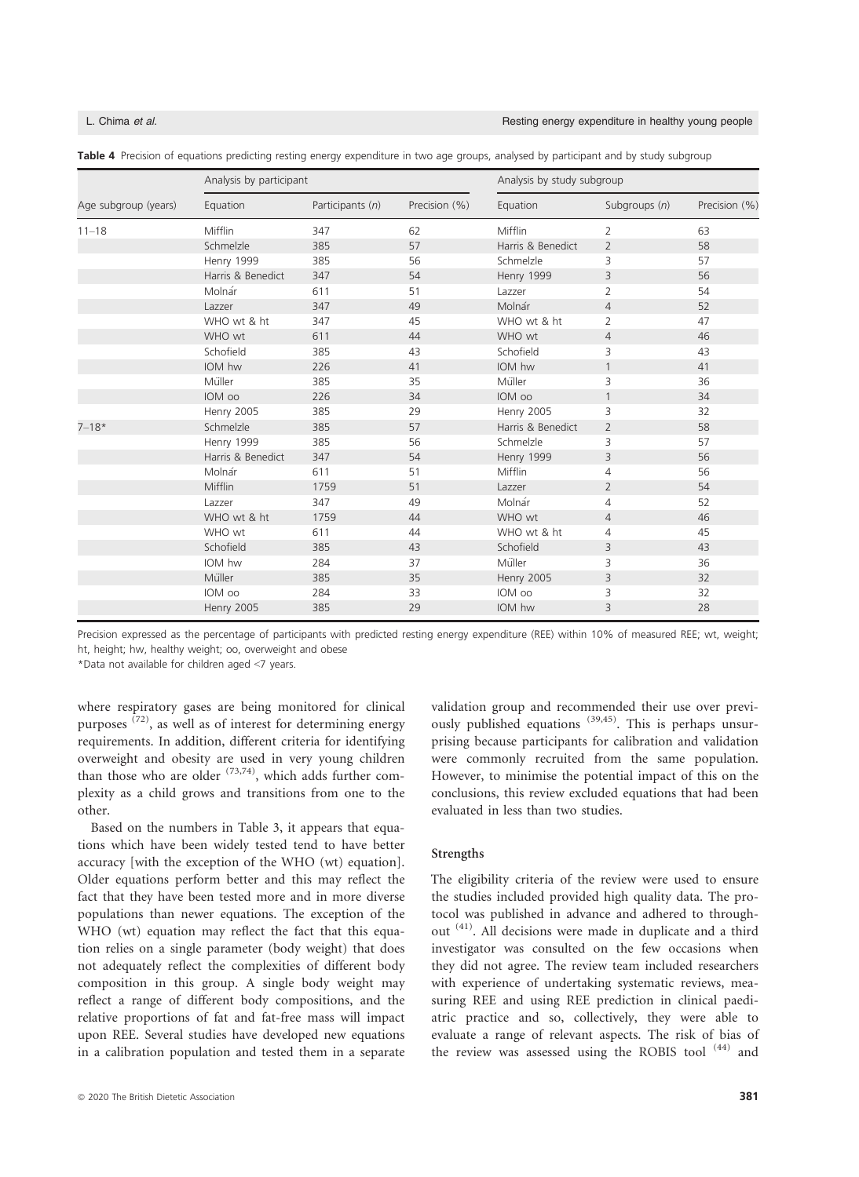**Table 4** Precision of equations predicting resting energy expenditure in two age groups, analysed by participant and by study subgroup

| Age subgroup (years) | Analysis by participant | | | Analysis by study subgroup | | |
|---|---|---|---|---|---|---|
| | Equation | Participants (n) | Precision (%) | Equation | Subgroups (n) | Precision (%) |
| 11–18 | Mifflin | 347 | 62 | Mifflin | 2 | 63 |
| | Schmelzle | 385 | 57 | Harris & Benedict | 2 | 58 |
| | Henry 1999 | 385 | 56 | Schmelzle | 3 | 57 |
| | Harris & Benedict | 347 | 54 | Henry 1999 | 3 | 56 |
| | Molnár | 611 | 51 | Lazzer | 2 | 54 |
| | Lazzer | 347 | 49 | Molnár | 4 | 52 |
| | WHO wt & ht | 347 | 45 | WHO wt & ht | 2 | 47 |
| | WHO wt | 611 | 44 | WHO wt | 4 | 46 |
| | Schofield | 385 | 43 | Schofield | 3 | 43 |
| | IOM hw | 226 | 41 | IOM hw | 1 | 41 |
| | Müller | 385 | 35 | Müller | 3 | 36 |
| | IOM oo | 226 | 34 | IOM oo | 1 | 34 |
| | Henry 2005 | 385 | 29 | Henry 2005 | 3 | 32 |
| 7–18* | Schmelzle | 385 | 57 | Harris & Benedict | 2 | 58 |
| | Henry 1999 | 385 | 56 | Schmelzle | 3 | 57 |
| | Harris & Benedict | 347 | 54 | Henry 1999 | 3 | 56 |
| | Molnár | 611 | 51 | Mifflin | 4 | 56 |
| | Mifflin | 1759 | 51 | Lazzer | 2 | 54 |
| | Lazzer | 347 | 49 | Molnár | 4 | 52 |
| | WHO wt & ht | 1759 | 44 | WHO wt | 4 | 46 |
| | WHO wt | 611 | 44 | WHO wt & ht | 4 | 45 |
| | Schofield | 385 | 43 | Schofield | 3 | 43 |
| | IOM hw | 284 | 37 | Müller | 3 | 36 |
| | Müller | 385 | 35 | Henry 2005 | 3 | 32 |
| | IOM oo | 284 | 33 | IOM oo | 3 | 32 |
| | Henry 2005 | 385 | 29 | IOM hw | 3 | 28 |

Precision expressed as the percentage of participants with predicted resting energy expenditure (REE) within 10% of measured REE; wt, weight; ht, height; hw, healthy weight; oo, overweight and obese

*Data not available for children aged <7 years.

where respiratory gases are being monitored for clinical purposes [72], as well as of interest for determining energy requirements. In addition, different criteria for identifying overweight and obesity are used in very young children than those who are older [73,74], which adds further complexity as a child grows and transitions from one to the other.

Based on the numbers in Table 3, it appears that equations which have been widely tested tend to have better accuracy [with the exception of the WHO (wt) equation]. Older equations perform better and this may reflect the fact that they have been tested more and in more diverse populations than newer equations. The exception of the WHO (wt) equation may reflect the fact that this equation relies on a single parameter (body weight) that does not adequately reflect the complexities of different body composition in this group. A single body weight may reflect a range of different body compositions, and the relative proportions of fat and fat-free mass will impact upon REE. Several studies have developed new equations in a calibration population and tested them in a separate validation group and recommended their use over previously published equations [39,45]. This is perhaps unsurprising because participants for calibration and validation were commonly recruited from the same population. However, to minimise the potential impact of this on the conclusions, this review excluded equations that had been evaluated in less than two studies.

### Strengths

The eligibility criteria of the review were used to ensure the studies included provided high quality data. The protocol was published in advance and adhered to throughout [41]. All decisions were made in duplicate and a third investigator was consulted on the few occasions when they did not agree. The review team included researchers with experience of undertaking systematic reviews, measuring REE and using REE prediction in clinical paediatric practice and so, collectively, they were able to evaluate a range of relevant aspects. The risk of bias of the review was assessed using the ROBIS tool [44] and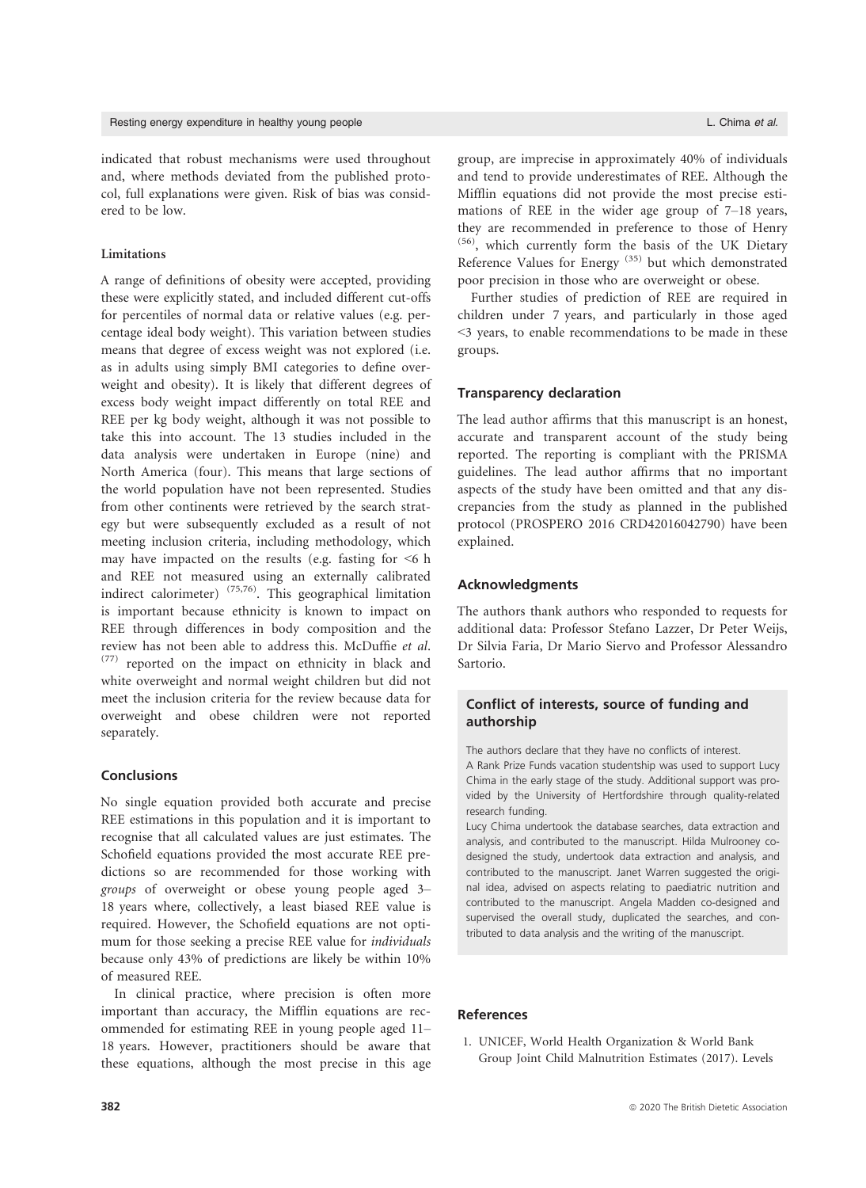indicated that robust mechanisms were used throughout and, where methods deviated from the published protocol, full explanations were given. Risk of bias was considered to be low.

### Limitations

A range of definitions of obesity were accepted, providing these were explicitly stated, and included different cut-offs for percentiles of normal data or relative values (e.g. percentage ideal body weight). This variation between studies means that degree of excess weight was not explored (i.e. as in adults using simply BMI categories to define overweight and obesity). It is likely that different degrees of excess body weight impact differently on total REE and REE per kg body weight, although it was not possible to take this into account. The 13 studies included in the data analysis were undertaken in Europe (nine) and North America (four). This means that large sections of the world population have not been represented. Studies from other continents were retrieved by the search strategy but were subsequently excluded as a result of not meeting inclusion criteria, including methodology, which may have impacted on the results (e.g. fasting for <6 h and REE not measured using an externally calibrated indirect calorimeter) [75,76]. This geographical limitation is important because ethnicity is known to impact on REE through differences in body composition and the review has not been able to address this. McDuffie *et al.* [77] reported on the impact on ethnicity in black and white overweight and normal weight children but did not meet the inclusion criteria for the review because data for overweight and obese children were not reported separately.

## Conclusions

No single equation provided both accurate and precise REE estimations in this population and it is important to recognise that all calculated values are just estimates. The Schofield equations provided the most accurate REE predictions so are recommended for those working with *groups* of overweight or obese young people aged 3–18 years where, collectively, a least biased REE value is required. However, the Schofield equations are not optimum for those seeking a precise REE value for *individuals* because only 43% of predictions are likely be within 10% of measured REE.

In clinical practice, where precision is often more important than accuracy, the Mifflin equations are recommended for estimating REE in young people aged 11–18 years. However, practitioners should be aware that these equations, although the most precise in this age group, are imprecise in approximately 40% of individuals and tend to provide underestimates of REE. Although the Mifflin equations did not provide the most precise estimations of REE in the wider age group of 7–18 years, they are recommended in preference to those of Henry [56], which currently form the basis of the UK Dietary Reference Values for Energy [35] but which demonstrated poor precision in those who are overweight or obese.

Further studies of prediction of REE are required in children under 7 years, and particularly in those aged <3 years, to enable recommendations to be made in these groups.

## Transparency declaration

The lead author affirms that this manuscript is an honest, accurate and transparent account of the study being reported. The reporting is compliant with the PRISMA guidelines. The lead author affirms that no important aspects of the study have been omitted and that any discrepancies from the study as planned in the published protocol (PROSPERO 2016 CRD42016042790) have been explained.

## Acknowledgments

The authors thank authors who responded to requests for additional data: Professor Stefano Lazzer, Dr Peter Weijs, Dr Silvia Faria, Dr Mario Siervo and Professor Alessandro Sartorio.

## Conflict of interests, source of funding and authorship

The authors declare that they have no conflicts of interest.

A Rank Prize Funds vacation studentship was used to support Lucy Chima in the early stage of the study. Additional support was provided by the University of Hertfordshire through quality-related research funding.

Lucy Chima undertook the database searches, data extraction and analysis, and contributed to the manuscript. Hilda Mulrooney co-designed the study, undertook data extraction and analysis, and contributed to the manuscript. Janet Warren suggested the original idea, advised on aspects relating to paediatric nutrition and contributed to the manuscript. Angela Madden co-designed and supervised the overall study, duplicated the searches, and contributed to data analysis and the writing of the manuscript.

## References

1. UNICEF, World Health Organization & World Bank Group Joint Child Malnutrition Estimates (2017). Levels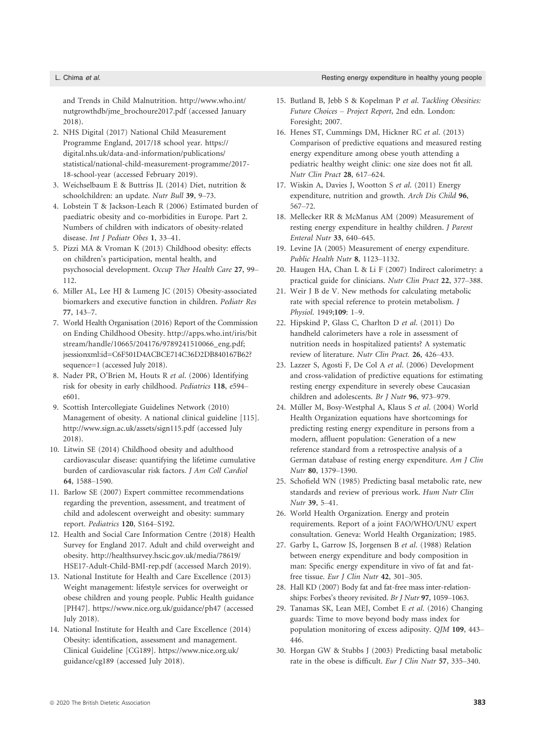and Trends in Child Malnutrition. http://www.who.int/nutgrowthdb/jme_brochoure2017.pdf (accessed January 2018).

2. NHS Digital (2017) National Child Measurement Programme England, 2017/18 school year. https://digital.nhs.uk/data-and-information/publications/statistical/national-child-measurement-programme/2017-18-school-year (accessed February 2019).
3. Weichselbaum E & Buttriss JL (2014) Diet, nutrition & schoolchildren: an update. *Nutr Bull* **39**, 9–73.
4. Lobstein T & Jackson-Leach R (2006) Estimated burden of paediatric obesity and co-morbidities in Europe. Part 2. Numbers of children with indicators of obesity-related disease. *Int J Pediatr Obes* **1**, 33–41.
5. Pizzi MA & Vroman K (2013) Childhood obesity: effects on children's participation, mental health, and psychosocial development. *Occup Ther Health Care* **27**, 99–112.
6. Miller AL, Lee HJ & Lumeng JC (2015) Obesity-associated biomarkers and executive function in children. *Pediatr Res* **77**, 143–7.
7. World Health Organisation (2016) Report of the Commission on Ending Childhood Obesity. http://apps.who.int/iris/bitstream/handle/10665/204176/9789241510066_eng.pdf;jsessionxml:id=C6F501D4ACBCE714C36D2DB840167B62?sequence=1 (accessed July 2018).
8. Nader PR, O'Brien M, Houts R *et al*. (2006) Identifying risk for obesity in early childhood. *Pediatrics* **118**, e594–e601.
9. Scottish Intercollegiate Guidelines Network (2010) Management of obesity. A national clinical guideline [115]. http://www.sign.ac.uk/assets/sign115.pdf (accessed July 2018).
10. Litwin SE (2014) Childhood obesity and adulthood cardiovascular disease: quantifying the lifetime cumulative burden of cardiovascular risk factors. *J Am Coll Cardiol* **64**, 1588–1590.
11. Barlow SE (2007) Expert committee recommendations regarding the prevention, assessment, and treatment of child and adolescent overweight and obesity: summary report. *Pediatrics* **120**, S164–S192.
12. Health and Social Care Information Centre (2018) Health Survey for England 2017. Adult and child overweight and obesity. http://healthsurvey.hscic.gov.uk/media/78619/HSE17-Adult-Child-BMI-rep.pdf (accessed March 2019).
13. National Institute for Health and Care Excellence (2013) Weight management: lifestyle services for overweight or obese children and young people. Public Health guidance [PH47]. https://www.nice.org.uk/guidance/ph47 (accessed July 2018).
14. National Institute for Health and Care Excellence (2014) Obesity: identification, assessment and management. Clinical Guideline [CG189]. https://www.nice.org.uk/guidance/cg189 (accessed July 2018).
15. Butland B, Jebb S & Kopelman P *et al*. *Tackling Obesities: Future Choices – Project Report*, 2nd edn. London: Foresight; 2007.
16. Henes ST, Cummings DM, Hickner RC *et al*. (2013) Comparison of predictive equations and measured resting energy expenditure among obese youth attending a pediatric healthy weight clinic: one size does not fit all. *Nutr Clin Pract* **28**, 617–624.
17. Wiskin A, Davies J, Wootton S *et al*. (2011) Energy expenditure, nutrition and growth. *Arch Dis Child* **96**, 567–72.
18. Mellecker RR & McManus AM (2009) Measurement of resting energy expenditure in healthy children. *J Parent Enteral Nutr* **33**, 640–645.
19. Levine JA (2005) Measurement of energy expenditure. *Public Health Nutr* **8**, 1123–1132.
20. Haugen HA, Chan L & Li F (2007) Indirect calorimetry: a practical guide for clinicians. *Nutr Clin Pract* **22**, 377–388.
21. Weir J B de V. New methods for calculating metabolic rate with special reference to protein metabolism. *J Physiol*. 1949;**109**: 1–9.
22. Hipskind P, Glass C, Charlton D *et al*. (2011) Do handheld calorimeters have a role in assessment of nutrition needs in hospitalized patients? A systematic review of literature. *Nutr Clin Pract*. **26**, 426–433.
23. Lazzer S, Agosti F, De Col A *et al*. (2006) Development and cross-validation of predictive equations for estimating resting energy expenditure in severely obese Caucasian children and adolescents. *Br J Nutr* **96**, 973–979.
24. Műller M, Bosy-Westphal A, Klaus S *et al*. (2004) World Health Organization equations have shortcomings for predicting resting energy expenditure in persons from a modern, affluent population: Generation of a new reference standard from a retrospective analysis of a German database of resting energy expenditure. *Am J Clin Nutr* **80**, 1379–1390.
25. Schofield WN (1985) Predicting basal metabolic rate, new standards and review of previous work. *Hum Nutr Clin Nutr* **39**, 5–41.
26. World Health Organization. Energy and protein requirements. Report of a joint FAO/WHO/UNU expert consultation. Geneva: World Health Organization; 1985.
27. Garby L, Garrow JS, Jorgensen B *et al*. (1988) Relation between energy expenditure and body composition in man: Specific energy expenditure in vivo of fat and fat-free tissue. *Eur J Clin Nutr* **42**, 301–305.
28. Hall KD (2007) Body fat and fat-free mass inter-relationships: Forbes's theory revisited. *Br J Nutr* **97**, 1059–1063.
29. Tanamas SK, Lean MEJ, Combet E *et al*. (2016) Changing guards: Time to move beyond body mass index for population monitoring of excess adiposity. *QJM* **109**, 443–446.
30. Horgan GW & Stubbs J (2003) Predicting basal metabolic rate in the obese is difficult. *Eur J Clin Nutr* **57**, 335–340.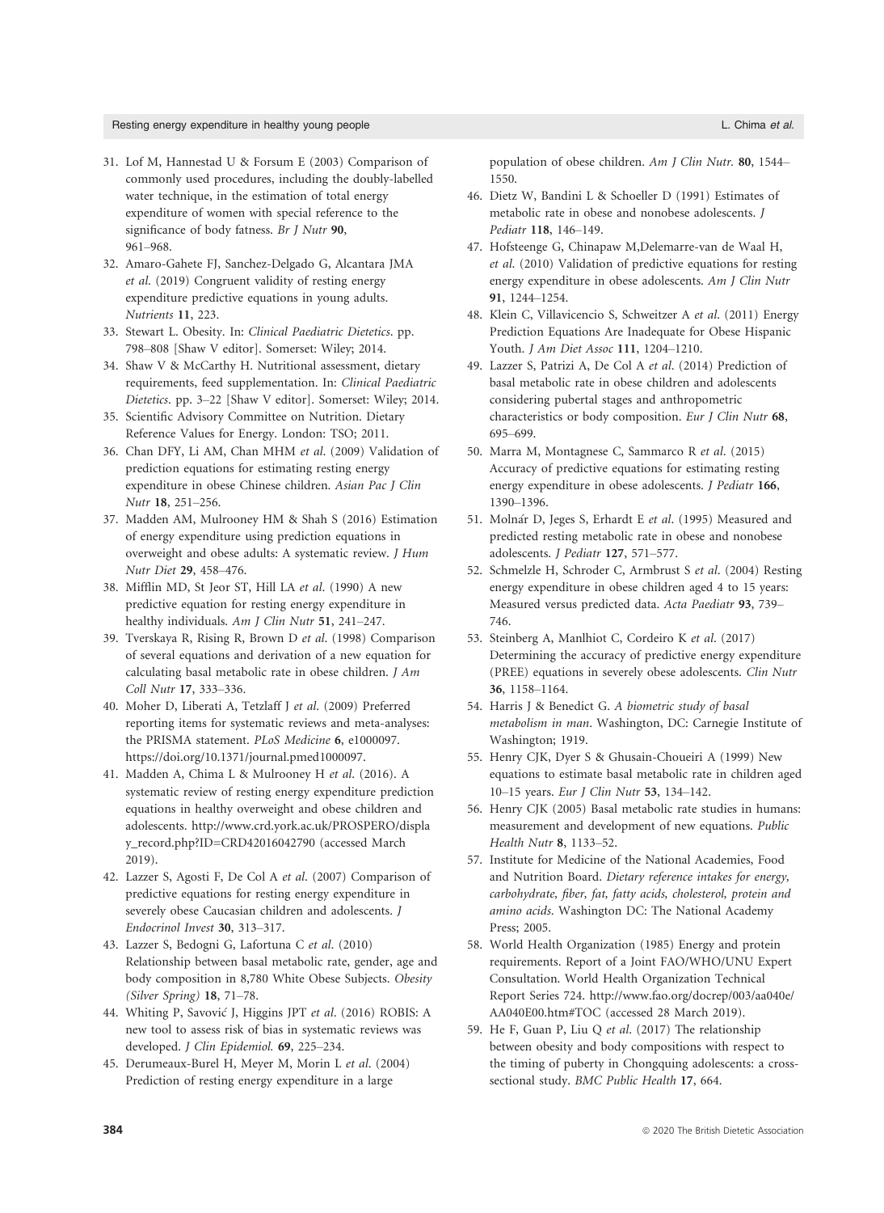31. Lof M, Hannestad U & Forsum E (2003) Comparison of commonly used procedures, including the doubly-labelled water technique, in the estimation of total energy expenditure of women with special reference to the significance of body fatness. *Br J Nutr* **90**, 961–968.
32. Amaro-Gahete FJ, Sanchez-Delgado G, Alcantara JMA *et al.* (2019) Congruent validity of resting energy expenditure predictive equations in young adults. *Nutrients* **11**, 223.
33. Stewart L. Obesity. In: *Clinical Paediatric Dietetics*. pp. 798–808 [Shaw V editor]. Somerset: Wiley; 2014.
34. Shaw V & McCarthy H. Nutritional assessment, dietary requirements, feed supplementation. In: *Clinical Paediatric Dietetics*. pp. 3–22 [Shaw V editor]. Somerset: Wiley; 2014.
35. Scientific Advisory Committee on Nutrition. Dietary Reference Values for Energy. London: TSO; 2011.
36. Chan DFY, Li AM, Chan MHM *et al.* (2009) Validation of prediction equations for estimating resting energy expenditure in obese Chinese children. *Asian Pac J Clin Nutr* **18**, 251–256.
37. Madden AM, Mulrooney HM & Shah S (2016) Estimation of energy expenditure using prediction equations in overweight and obese adults: A systematic review. *J Hum Nutr Diet* **29**, 458–476.
38. Mifflin MD, St Jeor ST, Hill LA *et al.* (1990) A new predictive equation for resting energy expenditure in healthy individuals. *Am J Clin Nutr* **51**, 241–247.
39. Tverskaya R, Rising R, Brown D *et al.* (1998) Comparison of several equations and derivation of a new equation for calculating basal metabolic rate in obese children. *J Am Coll Nutr* **17**, 333–336.
40. Moher D, Liberati A, Tetzlaff J *et al.* (2009) Preferred reporting items for systematic reviews and meta-analyses: the PRISMA statement. *PLoS Medicine* **6**, e1000097. https://doi.org/10.1371/journal.pmed1000097.
41. Madden A, Chima L & Mulrooney H *et al.* (2016). A systematic review of resting energy expenditure prediction equations in healthy overweight and obese children and adolescents. http://www.crd.york.ac.uk/PROSPERO/display_record.php?ID=CRD42016042790 (accessed March 2019).
42. Lazzer S, Agosti F, De Col A *et al.* (2007) Comparison of predictive equations for resting energy expenditure in severely obese Caucasian children and adolescents. *J Endocrinol Invest* **30**, 313–317.
43. Lazzer S, Bedogni G, Lafortuna C *et al.* (2010) Relationship between basal metabolic rate, gender, age and body composition in 8,780 White Obese Subjects. *Obesity (Silver Spring)* **18**, 71–78.
44. Whiting P, Savović J, Higgins JPT *et al.* (2016) ROBIS: A new tool to assess risk of bias in systematic reviews was developed. *J Clin Epidemiol.* **69**, 225–234.
45. Derumeaux-Burel H, Meyer M, Morin L *et al.* (2004) Prediction of resting energy expenditure in a large population of obese children. *Am J Clin Nutr.* **80**, 1544–1550.
46. Dietz W, Bandini L & Schoeller D (1991) Estimates of metabolic rate in obese and nonobese adolescents. *J Pediatr* **118**, 146–149.
47. Hofsteenge G, Chinapaw M,Delemarre-van de Waal H, *et al.* (2010) Validation of predictive equations for resting energy expenditure in obese adolescents. *Am J Clin Nutr* **91**, 1244–1254.
48. Klein C, Villavicencio S, Schweitzer A *et al.* (2011) Energy Prediction Equations Are Inadequate for Obese Hispanic Youth. *J Am Diet Assoc* **111**, 1204–1210.
49. Lazzer S, Patrizi A, De Col A *et al.* (2014) Prediction of basal metabolic rate in obese children and adolescents considering pubertal stages and anthropometric characteristics or body composition. *Eur J Clin Nutr* **68**, 695–699.
50. Marra M, Montagnese C, Sammarco R *et al.* (2015) Accuracy of predictive equations for estimating resting energy expenditure in obese adolescents. *J Pediatr* **166**, 1390–1396.
51. Molnár D, Jeges S, Erhardt E *et al.* (1995) Measured and predicted resting metabolic rate in obese and nonobese adolescents. *J Pediatr* **127**, 571–577.
52. Schmelzle H, Schroder C, Armbrust S *et al.* (2004) Resting energy expenditure in obese children aged 4 to 15 years: Measured versus predicted data. *Acta Paediatr* **93**, 739–746.
53. Steinberg A, Manlhiot C, Cordeiro K *et al.* (2017) Determining the accuracy of predictive energy expenditure (PREE) equations in severely obese adolescents. *Clin Nutr* **36**, 1158–1164.
54. Harris J & Benedict G. *A biometric study of basal metabolism in man*. Washington, DC: Carnegie Institute of Washington; 1919.
55. Henry CJK, Dyer S & Ghusain-Choueiri A (1999) New equations to estimate basal metabolic rate in children aged 10–15 years. *Eur J Clin Nutr* **53**, 134–142.
56. Henry CJK (2005) Basal metabolic rate studies in humans: measurement and development of new equations. *Public Health Nutr* **8**, 1133–52.
57. Institute for Medicine of the National Academies, Food and Nutrition Board. *Dietary reference intakes for energy, carbohydrate, fiber, fat, fatty acids, cholesterol, protein and amino acids*. Washington DC: The National Academy Press; 2005.
58. World Health Organization (1985) Energy and protein requirements. Report of a Joint FAO/WHO/UNU Expert Consultation. World Health Organization Technical Report Series 724. http://www.fao.org/docrep/003/aa040e/AA040E00.htm#TOC (accessed 28 March 2019).
59. He F, Guan P, Liu Q *et al.* (2017) The relationship between obesity and body compositions with respect to the timing of puberty in Chongquing adolescents: a cross-sectional study. *BMC Public Health* **17**, 664.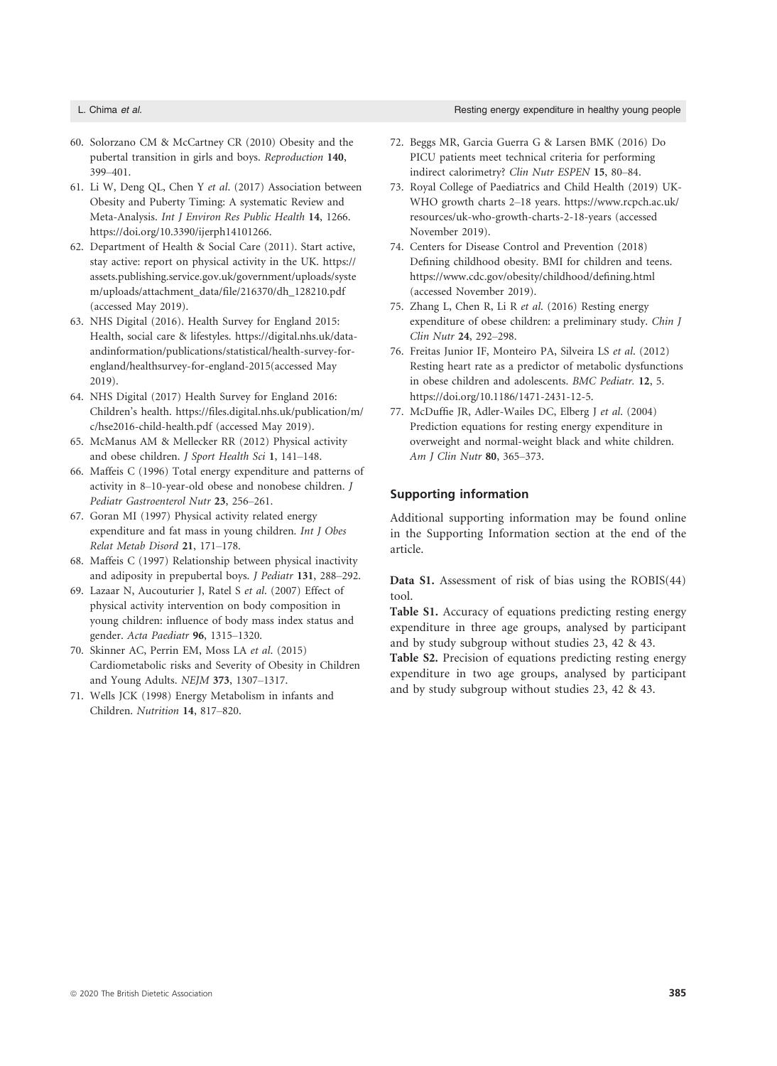60. Solorzano CM & McCartney CR (2010) Obesity and the pubertal transition in girls and boys. *Reproduction* **140**, 399–401.
61. Li W, Deng QL, Chen Y *et al*. (2017) Association between Obesity and Puberty Timing: A systematic Review and Meta-Analysis. *Int J Environ Res Public Health* **14**, 1266. https://doi.org/10.3390/ijerph14101266.
62. Department of Health & Social Care (2011). Start active, stay active: report on physical activity in the UK. https://assets.publishing.service.gov.uk/government/uploads/system/uploads/attachment_data/file/216370/dh_128210.pdf (accessed May 2019).
63. NHS Digital (2016). Health Survey for England 2015: Health, social care & lifestyles. https://digital.nhs.uk/data-andinformation/publications/statistical/health-survey-for-england/healthsurvey-for-england-2015(accessed May 2019).
64. NHS Digital (2017) Health Survey for England 2016: Children's health. https://files.digital.nhs.uk/publication/m/c/hse2016-child-health.pdf (accessed May 2019).
65. McManus AM & Mellecker RR (2012) Physical activity and obese children. *J Sport Health Sci* **1**, 141–148.
66. Maffeis C (1996) Total energy expenditure and patterns of activity in 8–10-year-old obese and nonobese children. *J Pediatr Gastroenterol Nutr* **23**, 256–261.
67. Goran MI (1997) Physical activity related energy expenditure and fat mass in young children. *Int J Obes Relat Metab Disord* **21**, 171–178.
68. Maffeis C (1997) Relationship between physical inactivity and adiposity in prepubertal boys. *J Pediatr* **131**, 288–292.
69. Lazaar N, Aucouturier J, Ratel S *et al*. (2007) Effect of physical activity intervention on body composition in young children: influence of body mass index status and gender. *Acta Paediatr* **96**, 1315–1320.
70. Skinner AC, Perrin EM, Moss LA *et al*. (2015) Cardiometabolic risks and Severity of Obesity in Children and Young Adults. *NEJM* **373**, 1307–1317.
71. Wells JCK (1998) Energy Metabolism in infants and Children. *Nutrition* **14**, 817–820.
72. Beggs MR, Garcia Guerra G & Larsen BMK (2016) Do PICU patients meet technical criteria for performing indirect calorimetry? *Clin Nutr ESPEN* **15**, 80–84.
73. Royal College of Paediatrics and Child Health (2019) UK-WHO growth charts 2–18 years. https://www.rcpch.ac.uk/resources/uk-who-growth-charts-2-18-years (accessed November 2019).
74. Centers for Disease Control and Prevention (2018) Defining childhood obesity. BMI for children and teens. https://www.cdc.gov/obesity/childhood/defining.html (accessed November 2019).
75. Zhang L, Chen R, Li R *et al*. (2016) Resting energy expenditure of obese children: a preliminary study. *Chin J Clin Nutr* **24**, 292–298.
76. Freitas Junior IF, Monteiro PA, Silveira LS *et al*. (2012) Resting heart rate as a predictor of metabolic dysfunctions in obese children and adolescents. *BMC Pediatr.* **12**, 5. https://doi.org/10.1186/1471-2431-12-5.
77. McDuffie JR, Adler-Wailes DC, Elberg J *et al*. (2004) Prediction equations for resting energy expenditure in overweight and normal-weight black and white children. *Am J Clin Nutr* **80**, 365–373.

## Supporting information

Additional supporting information may be found online in the Supporting Information section at the end of the article.

**Data S1.** Assessment of risk of bias using the ROBIS(44) tool.

**Table S1.** Accuracy of equations predicting resting energy expenditure in three age groups, analysed by participant and by study subgroup without studies 23, 42 & 43.

**Table S2.** Precision of equations predicting resting energy expenditure in two age groups, analysed by participant and by study subgroup without studies 23, 42 & 43.